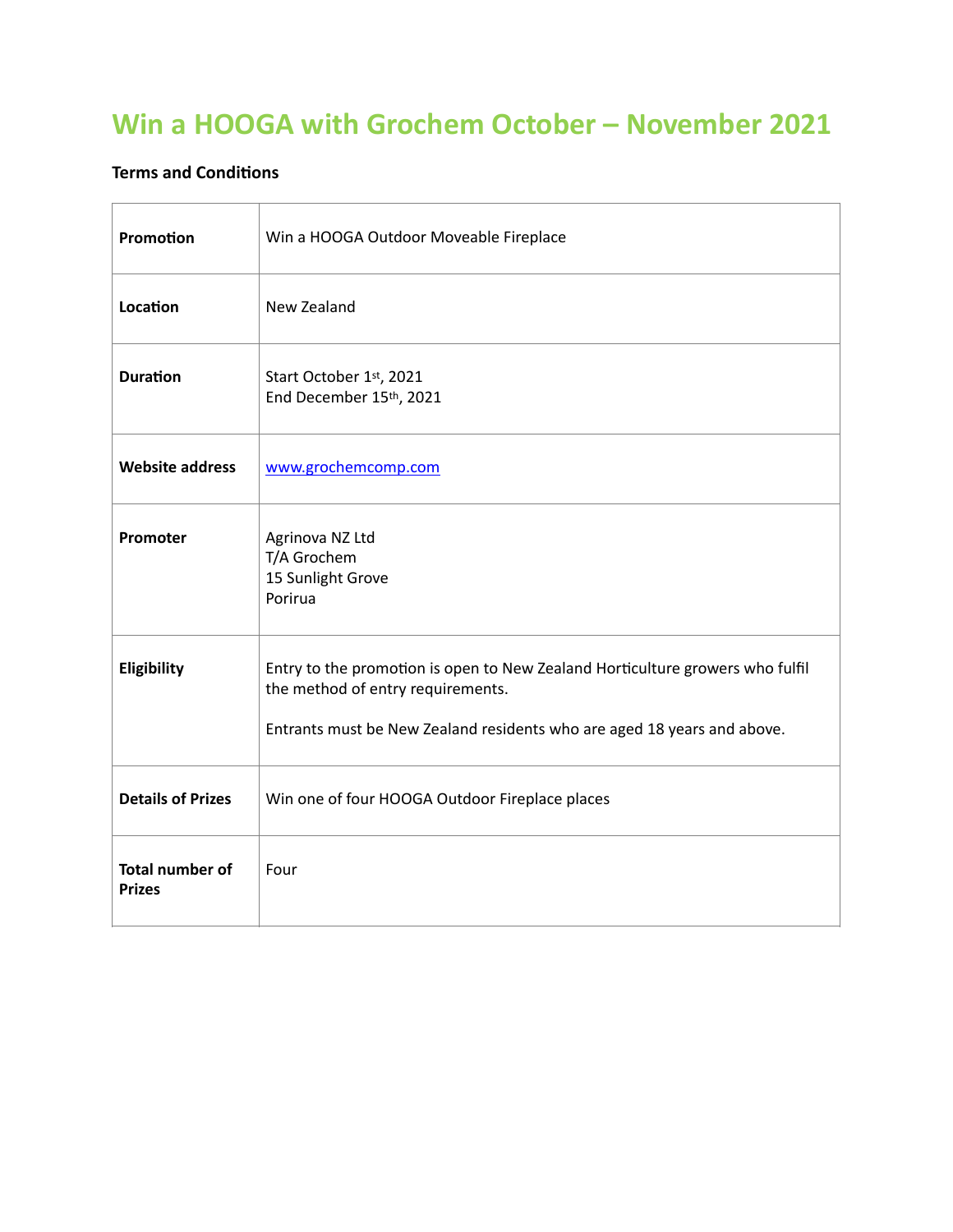# Win a HOOGA with Grochem October – November 2021

**Terms and Conditions**

| | |
|---|---|
| **Promotion** | Win a HOOGA Outdoor Moveable Fireplace |
| **Location** | New Zealand |
| **Duration** | Start October 1st, 2021<br>End December 15th, 2021 |
| **Website address** | [www.grochemcomp.com](http://www.grochemcomp.com) |
| **Promoter** | Agrinova NZ Ltd<br>T/A Grochem<br>15 Sunlight Grove<br>Porirua |
| **Eligibility** | Entry to the promotion is open to New Zealand Horticulture growers who fulfil the method of entry requirements.<br><br>Entrants must be New Zealand residents who are aged 18 years and above. |
| **Details of Prizes** | Win one of four HOOGA Outdoor Fireplace places |
| **Total number of Prizes** | Four |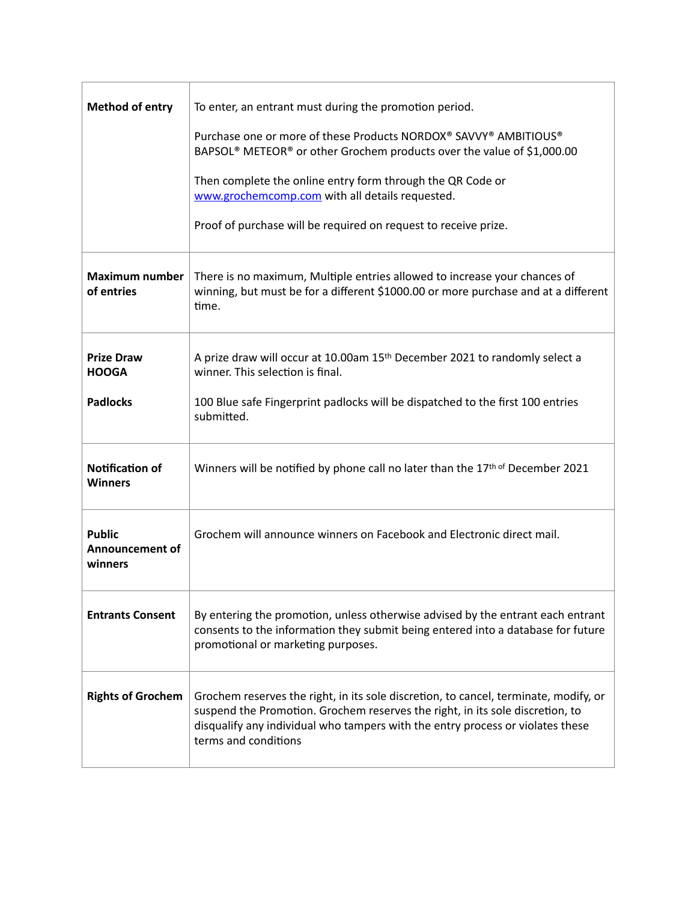| | |
|---|---|
| **Method of entry** | To enter, an entrant must during the promotion period.<br><br>Purchase one or more of these Products NORDOX® SAVVY® AMBITIOUS® BAPSOL® METEOR® or other Grochem products over the value of $1,000.00<br><br>Then complete the online entry form through the QR Code or [www.grochemcomp.com](www.grochemcomp.com) with all details requested.<br><br>Proof of purchase will be required on request to receive prize. |
| **Maximum number of entries** | There is no maximum, Multiple entries allowed to increase your chances of winning, but must be for a different $1000.00 or more purchase and at a different time. |
| **Prize Draw HOOGA**<br><br>**Padlocks** | A prize draw will occur at 10.00am 15th December 2021 to randomly select a winner. This selection is final.<br><br>100 Blue safe Fingerprint padlocks will be dispatched to the first 100 entries submitted. |
| **Notification of Winners** | Winners will be notified by phone call no later than the 17th of December 2021 |
| **Public Announcement of winners** | Grochem will announce winners on Facebook and Electronic direct mail. |
| **Entrants Consent** | By entering the promotion, unless otherwise advised by the entrant each entrant consents to the information they submit being entered into a database for future promotional or marketing purposes. |
| **Rights of Grochem** | Grochem reserves the right, in its sole discretion, to cancel, terminate, modify, or suspend the Promotion. Grochem reserves the right, in its sole discretion, to disqualify any individual who tampers with the entry process or violates these terms and conditions |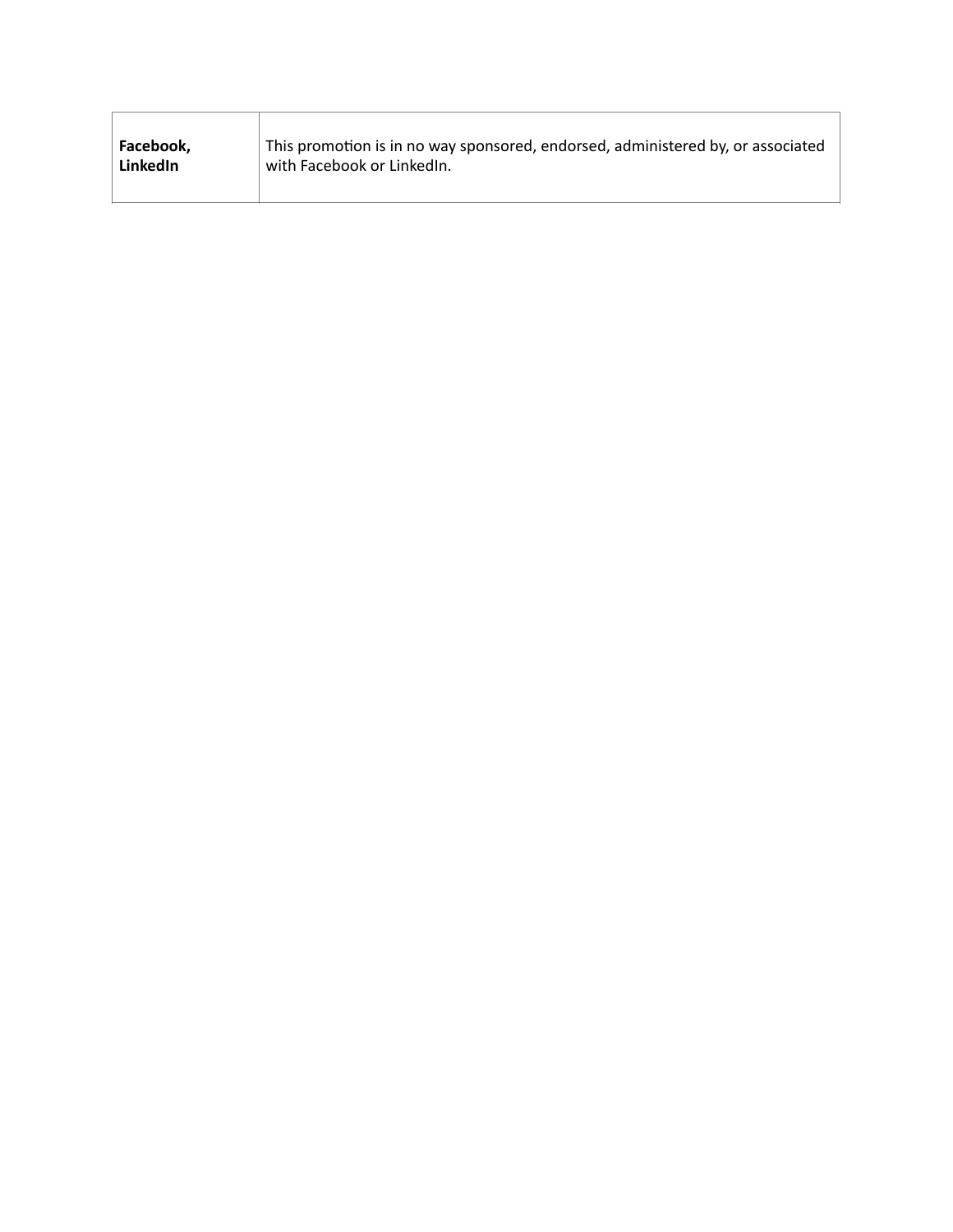| | |
|---|---|
| **Facebook, LinkedIn** | This promotion is in no way sponsored, endorsed, administered by, or associated with Facebook or LinkedIn. |